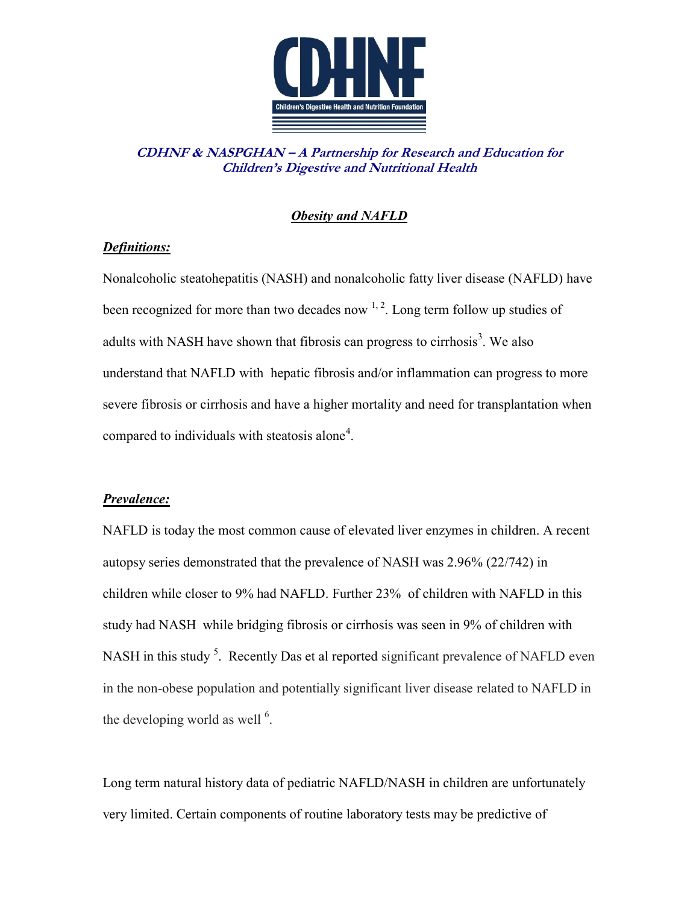**CDHNF & NASPGHAN – A Partnership for Research and Education for Children's Digestive and Nutritional Health**

# *Obesity and NAFLD*

## *Definitions:*

Nonalcoholic steatohepatitis (NASH) and nonalcoholic fatty liver disease (NAFLD) have been recognized for more than two decades now [1, 2]. Long term follow up studies of adults with NASH have shown that fibrosis can progress to cirrhosis[3]. We also understand that NAFLD with hepatic fibrosis and/or inflammation can progress to more severe fibrosis or cirrhosis and have a higher mortality and need for transplantation when compared to individuals with steatosis alone[4].

## *Prevalence:*

NAFLD is today the most common cause of elevated liver enzymes in children. A recent autopsy series demonstrated that the prevalence of NASH was 2.96% (22/742) in children while closer to 9% had NAFLD. Further 23% of children with NAFLD in this study had NASH while bridging fibrosis or cirrhosis was seen in 9% of children with NASH in this study [5]. Recently Das et al reported significant prevalence of NAFLD even in the non-obese population and potentially significant liver disease related to NAFLD in the developing world as well [6].

Long term natural history data of pediatric NAFLD/NASH in children are unfortunately very limited. Certain components of routine laboratory tests may be predictive of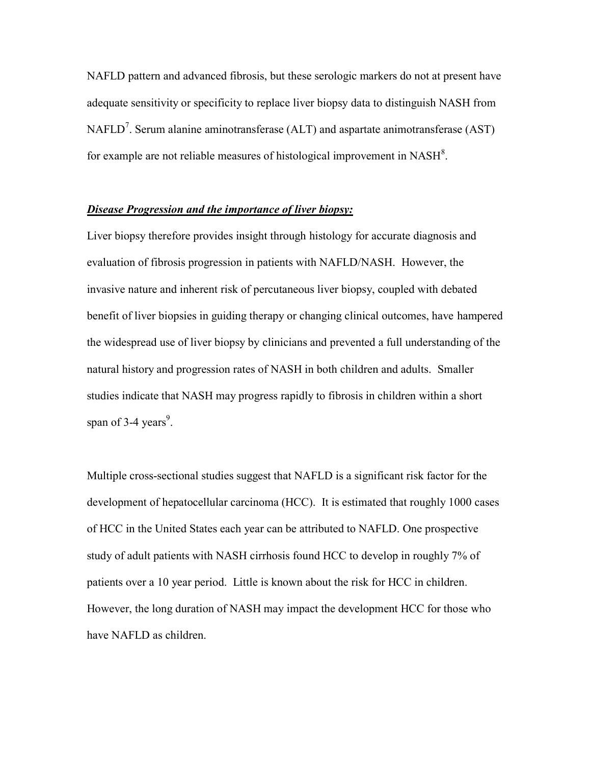NAFLD pattern and advanced fibrosis, but these serologic markers do not at present have adequate sensitivity or specificity to replace liver biopsy data to distinguish NASH from NAFLD[7]. Serum alanine aminotransferase (ALT) and aspartate animotransferase (AST) for example are not reliable measures of histological improvement in NASH[8].

***Disease Progression and the importance of liver biopsy:***

Liver biopsy therefore provides insight through histology for accurate diagnosis and evaluation of fibrosis progression in patients with NAFLD/NASH. However, the invasive nature and inherent risk of percutaneous liver biopsy, coupled with debated benefit of liver biopsies in guiding therapy or changing clinical outcomes, have hampered the widespread use of liver biopsy by clinicians and prevented a full understanding of the natural history and progression rates of NASH in both children and adults. Smaller studies indicate that NASH may progress rapidly to fibrosis in children within a short span of 3-4 years[9].

Multiple cross-sectional studies suggest that NAFLD is a significant risk factor for the development of hepatocellular carcinoma (HCC). It is estimated that roughly 1000 cases of HCC in the United States each year can be attributed to NAFLD. One prospective study of adult patients with NASH cirrhosis found HCC to develop in roughly 7% of patients over a 10 year period. Little is known about the risk for HCC in children. However, the long duration of NASH may impact the development HCC for those who have NAFLD as children.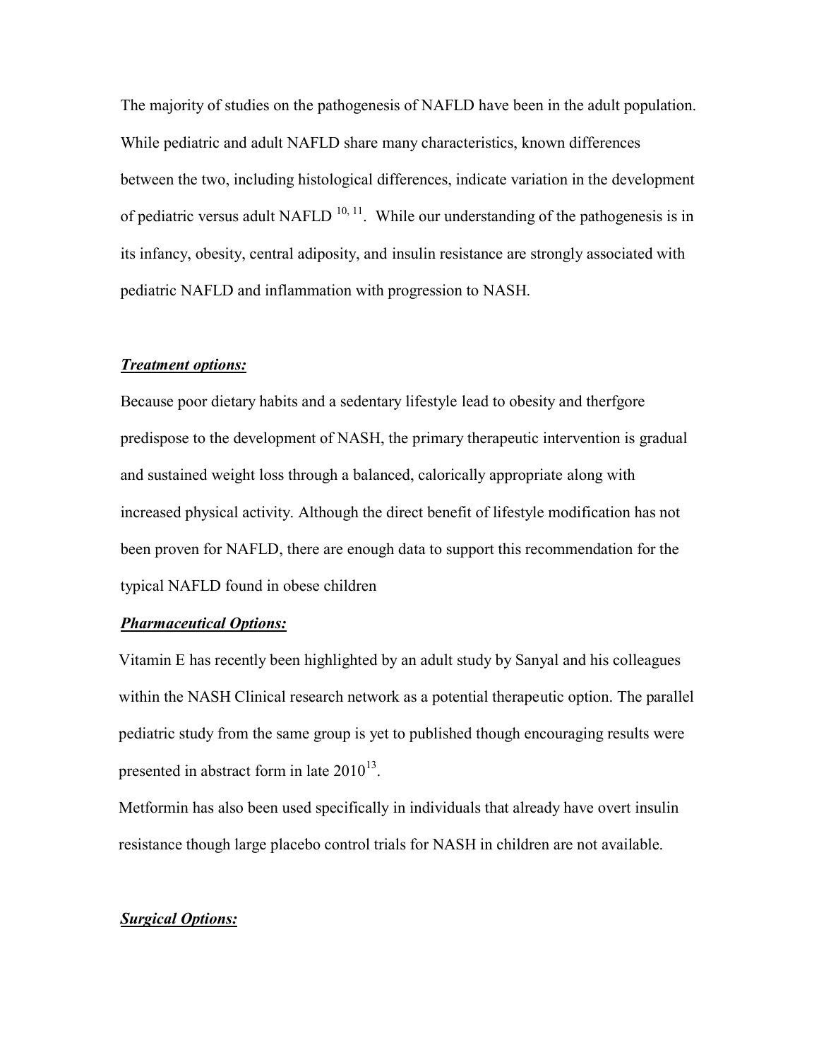The majority of studies on the pathogenesis of NAFLD have been in the adult population. While pediatric and adult NAFLD share many characteristics, known differences between the two, including histological differences, indicate variation in the development of pediatric versus adult NAFLD [10, 11]. While our understanding of the pathogenesis is in its infancy, obesity, central adiposity, and insulin resistance are strongly associated with pediatric NAFLD and inflammation with progression to NASH.

***Treatment options:***

Because poor dietary habits and a sedentary lifestyle lead to obesity and therfgore predispose to the development of NASH, the primary therapeutic intervention is gradual and sustained weight loss through a balanced, calorically appropriate along with increased physical activity. Although the direct benefit of lifestyle modification has not been proven for NAFLD, there are enough data to support this recommendation for the typical NAFLD found in obese children

***Pharmaceutical Options:***

Vitamin E has recently been highlighted by an adult study by Sanyal and his colleagues within the NASH Clinical research network as a potential therapeutic option. The parallel pediatric study from the same group is yet to published though encouraging results were presented in abstract form in late 2010[13].

Metformin has also been used specifically in individuals that already have overt insulin resistance though large placebo control trials for NASH in children are not available.

***Surgical Options:***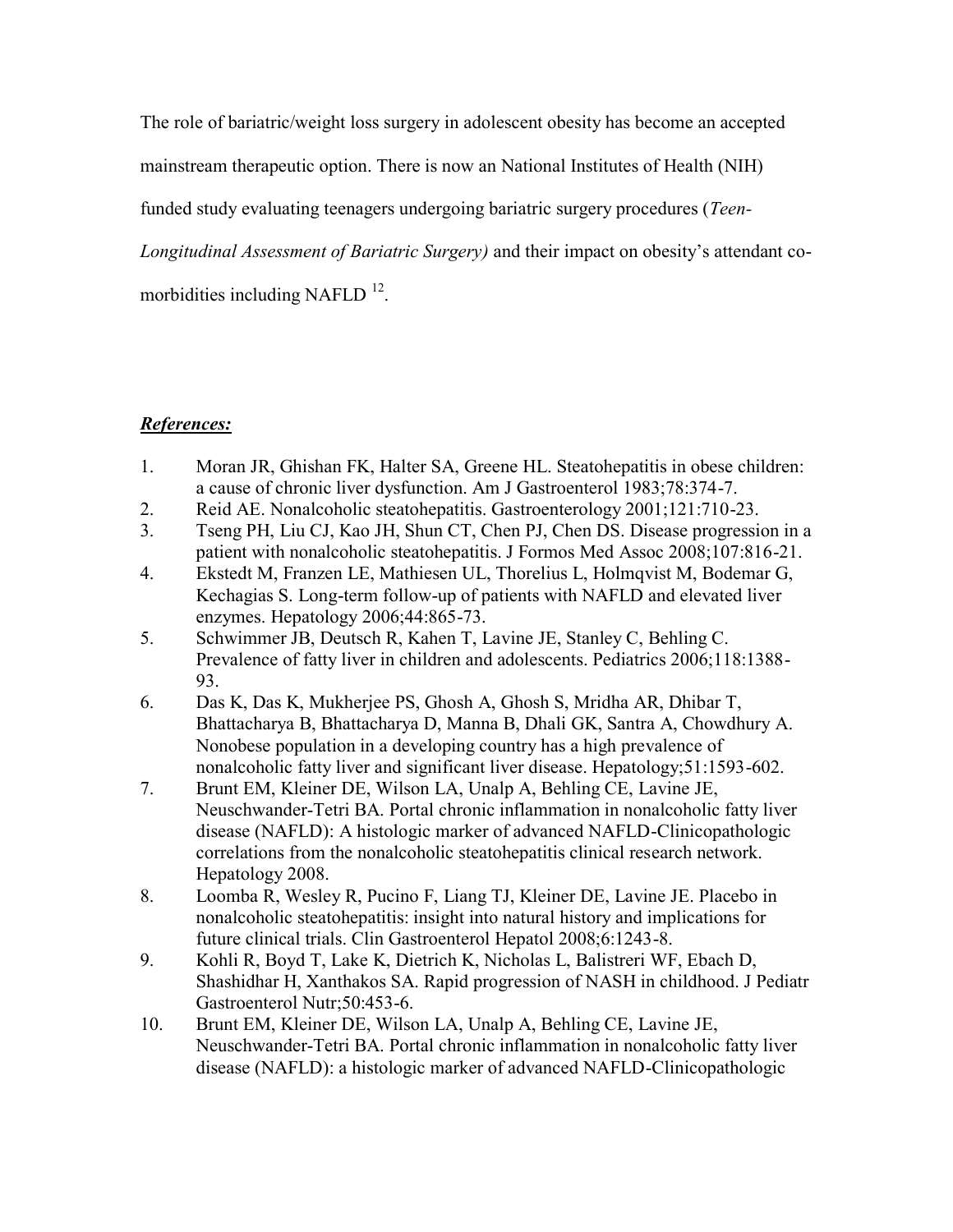The role of bariatric/weight loss surgery in adolescent obesity has become an accepted mainstream therapeutic option. There is now an National Institutes of Health (NIH) funded study evaluating teenagers undergoing bariatric surgery procedures (*Teen-Longitudinal Assessment of Bariatric Surgery)* and their impact on obesity's attendant co-morbidities including NAFLD [12].

***References:***

1. Moran JR, Ghishan FK, Halter SA, Greene HL. Steatohepatitis in obese children: a cause of chronic liver dysfunction. Am J Gastroenterol 1983;78:374-7.
2. Reid AE. Nonalcoholic steatohepatitis. Gastroenterology 2001;121:710-23.
3. Tseng PH, Liu CJ, Kao JH, Shun CT, Chen PJ, Chen DS. Disease progression in a patient with nonalcoholic steatohepatitis. J Formos Med Assoc 2008;107:816-21.
4. Ekstedt M, Franzen LE, Mathiesen UL, Thorelius L, Holmqvist M, Bodemar G, Kechagias S. Long-term follow-up of patients with NAFLD and elevated liver enzymes. Hepatology 2006;44:865-73.
5. Schwimmer JB, Deutsch R, Kahen T, Lavine JE, Stanley C, Behling C. Prevalence of fatty liver in children and adolescents. Pediatrics 2006;118:1388-93.
6. Das K, Das K, Mukherjee PS, Ghosh A, Ghosh S, Mridha AR, Dhibar T, Bhattacharya B, Bhattacharya D, Manna B, Dhali GK, Santra A, Chowdhury A. Nonobese population in a developing country has a high prevalence of nonalcoholic fatty liver and significant liver disease. Hepatology;51:1593-602.
7. Brunt EM, Kleiner DE, Wilson LA, Unalp A, Behling CE, Lavine JE, Neuschwander-Tetri BA. Portal chronic inflammation in nonalcoholic fatty liver disease (NAFLD): A histologic marker of advanced NAFLD-Clinicopathologic correlations from the nonalcoholic steatohepatitis clinical research network. Hepatology 2008.
8. Loomba R, Wesley R, Pucino F, Liang TJ, Kleiner DE, Lavine JE. Placebo in nonalcoholic steatohepatitis: insight into natural history and implications for future clinical trials. Clin Gastroenterol Hepatol 2008;6:1243-8.
9. Kohli R, Boyd T, Lake K, Dietrich K, Nicholas L, Balistreri WF, Ebach D, Shashidhar H, Xanthakos SA. Rapid progression of NASH in childhood. J Pediatr Gastroenterol Nutr;50:453-6.
10. Brunt EM, Kleiner DE, Wilson LA, Unalp A, Behling CE, Lavine JE, Neuschwander-Tetri BA. Portal chronic inflammation in nonalcoholic fatty liver disease (NAFLD): a histologic marker of advanced NAFLD-Clinicopathologic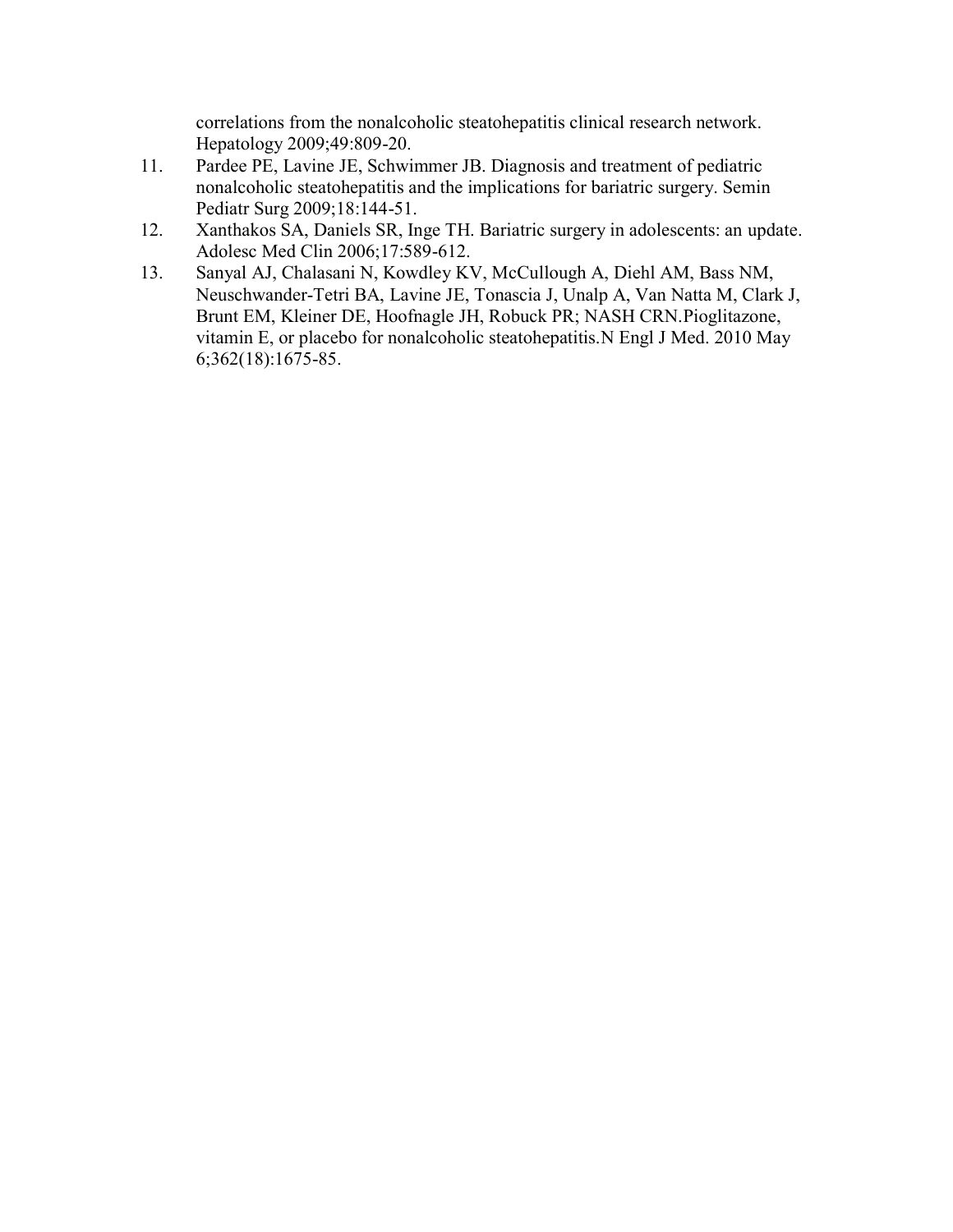correlations from the nonalcoholic steatohepatitis clinical research network. Hepatology 2009;49:809-20.

11. Pardee PE, Lavine JE, Schwimmer JB. Diagnosis and treatment of pediatric nonalcoholic steatohepatitis and the implications for bariatric surgery. Semin Pediatr Surg 2009;18:144-51.
12. Xanthakos SA, Daniels SR, Inge TH. Bariatric surgery in adolescents: an update. Adolesc Med Clin 2006;17:589-612.
13. Sanyal AJ, Chalasani N, Kowdley KV, McCullough A, Diehl AM, Bass NM, Neuschwander-Tetri BA, Lavine JE, Tonascia J, Unalp A, Van Natta M, Clark J, Brunt EM, Kleiner DE, Hoofnagle JH, Robuck PR; NASH CRN.Pioglitazone, vitamin E, or placebo for nonalcoholic steatohepatitis.N Engl J Med. 2010 May 6;362(18):1675-85.